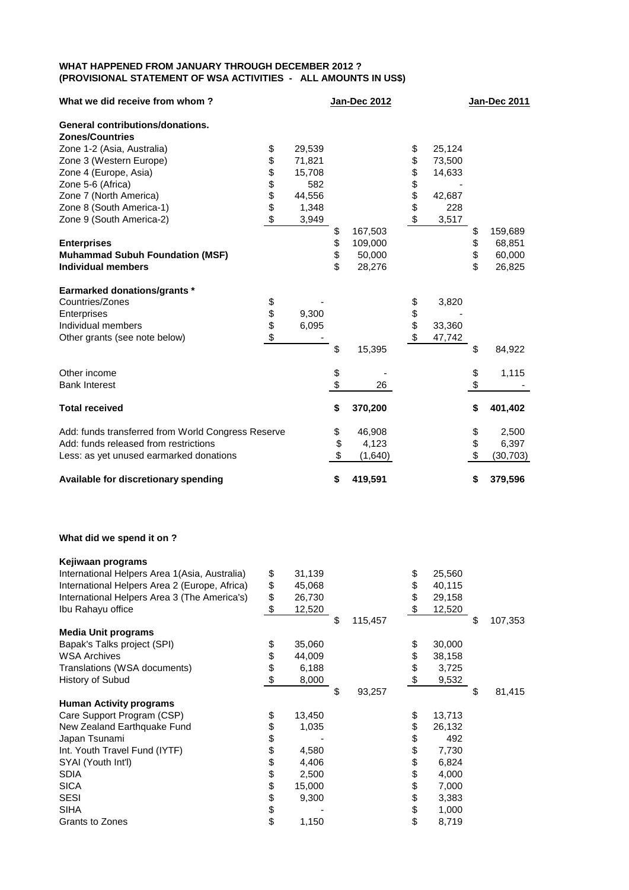**WHAT HAPPENED FROM JANUARY THROUGH DECEMBER 2012 ?**
**(PROVISIONAL STATEMENT OF WSA ACTIVITIES - ALL AMOUNTS IN US$)**

| What we did receive from whom ? | | Jan-Dec 2012 | | Jan-Dec 2011 |
|---|---|---|---|---|
| **General contributions/donations.** | | | | |
| **Zones/Countries** | | | | |
| Zone 1-2 (Asia, Australia) | $ 29,539 | | $ 25,124 | |
| Zone 3 (Western Europe) | $ 71,821 | | $ 73,500 | |
| Zone 4 (Europe, Asia) | $ 15,708 | | $ 14,633 | |
| Zone 5-6 (Africa) | $ 582 | | $ - | |
| Zone 7 (North America) | $ 44,556 | | $ 42,687 | |
| Zone 8 (South America-1) | $ 1,348 | | $ 228 | |
| Zone 9 (South America-2) | $ 3,949 | | $ 3,517 | |
| | | $ 167,503 | | $ 159,689 |
| **Enterprises** | | $ 109,000 | | $ 68,851 |
| **Muhammad Subuh Foundation (MSF)** | | $ 50,000 | | $ 60,000 |
| **Individual members** | | $ 28,276 | | $ 26,825 |
| **Earmarked donations/grants *** | | | | |
| Countries/Zones | $ - | | $ 3,820 | |
| Enterprises | $ 9,300 | | $ - | |
| Individual members | $ 6,095 | | $ 33,360 | |
| Other grants (see note below) | $ - | | $ 47,742 | |
| | | $ 15,395 | | $ 84,922 |
| Other income | | $ - | | $ 1,115 |
| Bank Interest | | $ 26 | | $ - |
| **Total received** | | **$ 370,200** | | **$ 401,402** |
| Add: funds transferred from World Congress Reserve | | $ 46,908 | | $ 2,500 |
| Add: funds released from restrictions | | $ 4,123 | | $ 6,397 |
| Less: as yet unused earmarked donations | | $ (1,640) | | $ (30,703) |
| **Available for discretionary spending** | | **$ 419,591** | | **$ 379,596** |

**What did we spend it on ?**

| | | | | |
|---|---|---|---|---|
| **Kejiwaan programs** | | | | |
| International Helpers Area 1(Asia, Australia) | $ 31,139 | | $ 25,560 | |
| International Helpers Area 2 (Europe, Africa) | $ 45,068 | | $ 40,115 | |
| International Helpers Area 3 (The America's) | $ 26,730 | | $ 29,158 | |
| Ibu Rahayu office | $ 12,520 | | $ 12,520 | |
| | | $ 115,457 | | $ 107,353 |
| **Media Unit programs** | | | | |
| Bapak's Talks project (SPI) | $ 35,060 | | $ 30,000 | |
| WSA Archives | $ 44,009 | | $ 38,158 | |
| Translations (WSA documents) | $ 6,188 | | $ 3,725 | |
| History of Subud | $ 8,000 | | $ 9,532 | |
| | | $ 93,257 | | $ 81,415 |
| **Human Activity programs** | | | | |
| Care Support Program (CSP) | $ 13,450 | | $ 13,713 | |
| New Zealand Earthquake Fund | $ 1,035 | | $ 26,132 | |
| Japan Tsunami | $ - | | $ 492 | |
| Int. Youth Travel Fund (IYTF) | $ 4,580 | | $ 7,730 | |
| SYAI (Youth Int'l) | $ 4,406 | | $ 6,824 | |
| SDIA | $ 2,500 | | $ 4,000 | |
| SICA | $ 15,000 | | $ 7,000 | |
| SESI | $ 9,300 | | $ 3,383 | |
| SIHA | $ - | | $ 1,000 | |
| Grants to Zones | $ 1,150 | | $ 8,719 | |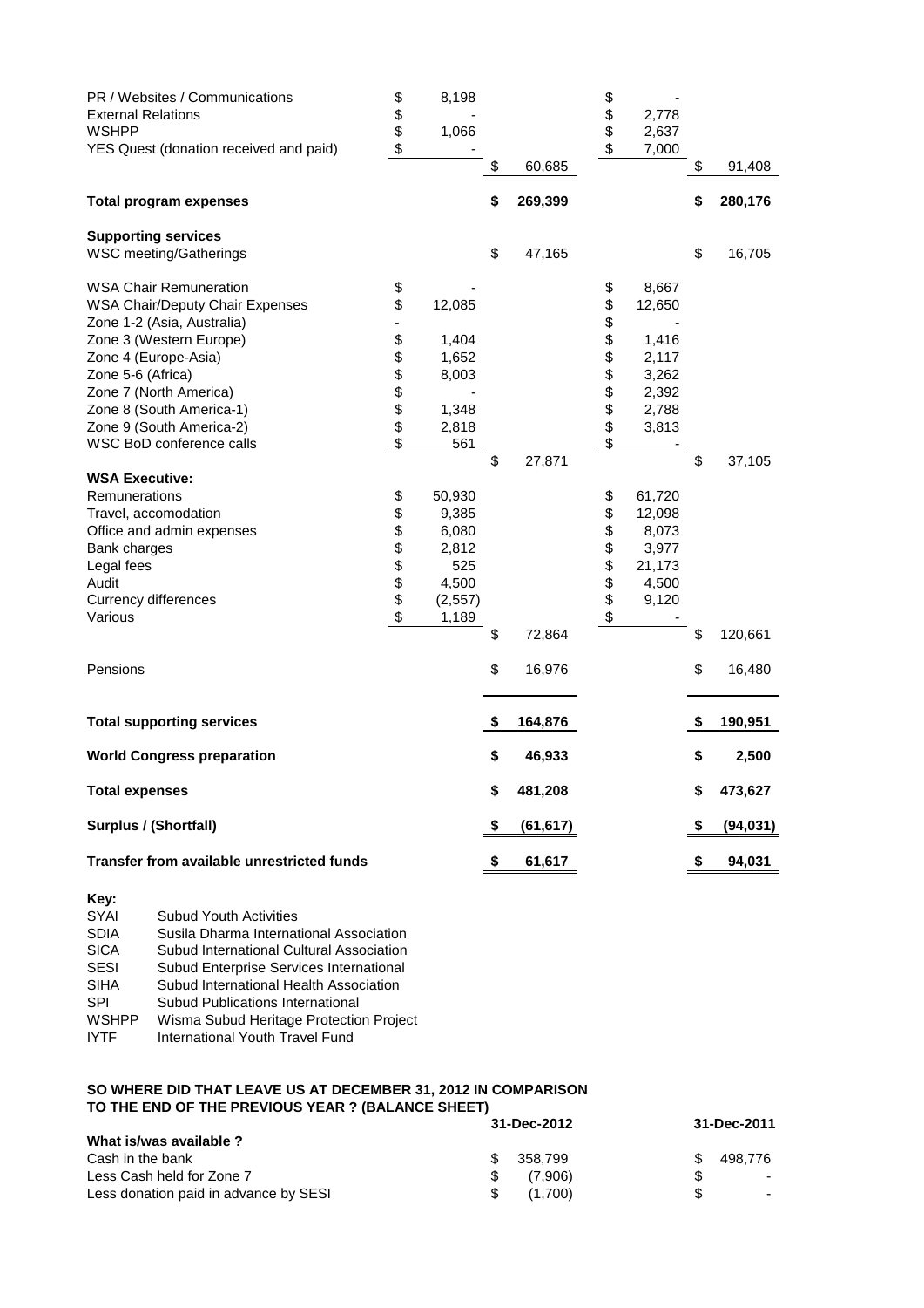| | | | | |
|---|---|---|---|---|
| PR / Websites / Communications | $ 8,198 | | $ - | |
| External Relations | $ - | | $ 2,778 | |
| WSHPP | $ 1,066 | | $ 2,637 | |
| YES Quest (donation received and paid) | $ - | | $ 7,000 | |
| | | $ 60,685 | | $ 91,408 |
| **Total program expenses** | | **$ 269,399** | | **$ 280,176** |
| **Supporting services** | | | | |
| WSC meeting/Gatherings | | $ 47,165 | | $ 16,705 |
| WSA Chair Remuneration | $ - | | $ 8,667 | |
| WSA Chair/Deputy Chair Expenses | $ 12,085 | | $ 12,650 | |
| Zone 1-2 (Asia, Australia) | - | | $ - | |
| Zone 3 (Western Europe) | $ 1,404 | | $ 1,416 | |
| Zone 4 (Europe-Asia) | $ 1,652 | | $ 2,117 | |
| Zone 5-6 (Africa) | $ 8,003 | | $ 3,262 | |
| Zone 7 (North America) | $ - | | $ 2,392 | |
| Zone 8 (South America-1) | $ 1,348 | | $ 2,788 | |
| Zone 9 (South America-2) | $ 2,818 | | $ 3,813 | |
| WSC BoD conference calls | $ 561 | | $ - | |
| | | $ 27,871 | | $ 37,105 |
| **WSA Executive:** | | | | |
| Remunerations | $ 50,930 | | $ 61,720 | |
| Travel, accomodation | $ 9,385 | | $ 12,098 | |
| Office and admin expenses | $ 6,080 | | $ 8,073 | |
| Bank charges | $ 2,812 | | $ 3,977 | |
| Legal fees | $ 525 | | $ 21,173 | |
| Audit | $ 4,500 | | $ 4,500 | |
| Currency differences | $ (2,557) | | $ 9,120 | |
| Various | $ 1,189 | | $ - | |
| | | $ 72,864 | | $ 120,661 |
| Pensions | | $ 16,976 | | $ 16,480 |
| **Total supporting services** | | **$ 164,876** | | **$ 190,951** |
| **World Congress preparation** | | **$ 46,933** | | **$ 2,500** |
| **Total expenses** | | **$ 481,208** | | **$ 473,627** |
| **Surplus / (Shortfall)** | | **$ (61,617)** | | **$ (94,031)** |
| **Transfer from available unrestricted funds** | | **$ 61,617** | | **$ 94,031** |

**Key:**

| | |
|---|---|
| SYAI | Subud Youth Activities |
| SDIA | Susila Dharma International Association |
| SICA | Subud International Cultural Association |
| SESI | Subud Enterprise Services International |
| SIHA | Subud International Health Association |
| SPI | Subud Publications International |
| WSHPP | Wisma Subud Heritage Protection Project |
| IYTF | International Youth Travel Fund |

**SO WHERE DID THAT LEAVE US AT DECEMBER 31, 2012 IN COMPARISON TO THE END OF THE PREVIOUS YEAR ? (BALANCE SHEET)**

| | 31-Dec-2012 | 31-Dec-2011 |
|---|---|---|
| **What is/was available ?** | | |
| Cash in the bank | $ 358,799 | $ 498,776 |
| Less Cash held for Zone 7 | $ (7,906) | $ - |
| Less donation paid in advance by SESI | $ (1,700) | $ - |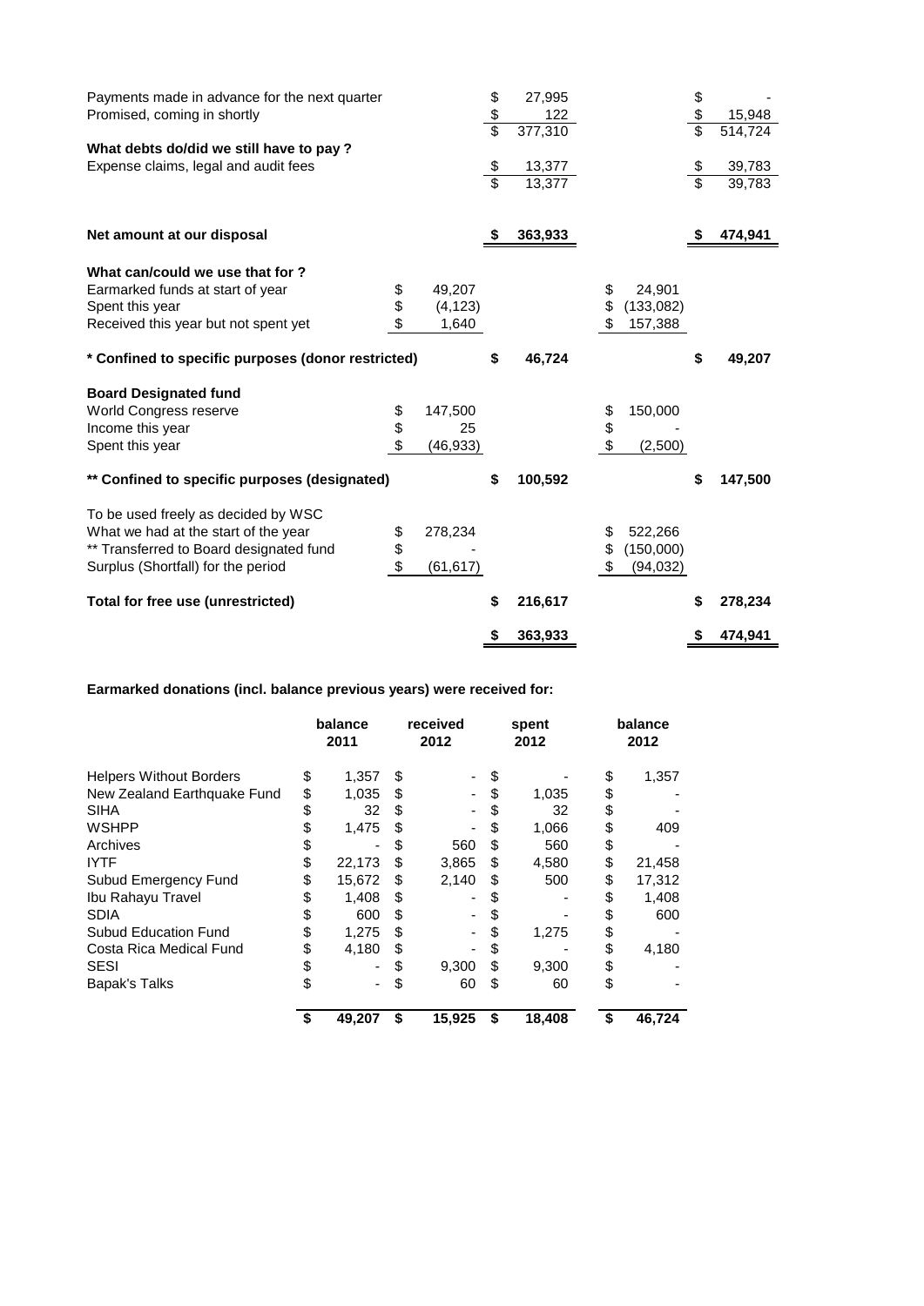| | | | | | | | | |
|---|---|---|---|---|---|---|---|---|
| Payments made in advance for the next quarter | | | $ | 27,995 | | | $ | - |
| Promised, coming in shortly | | | $ | 122 | | | $ | 15,948 |
| | | | $ | 377,310 | | | $ | 514,724 |
| **What debts do/did we still have to pay ?** | | | | | | | | |
| Expense claims, legal and audit fees | | | $ | 13,377 | | | $ | 39,783 |
| | | | $ | 13,377 | | | $ | 39,783 |
| **Net amount at our disposal** | | | **$** | **363,933** | | | **$** | **474,941** |
| **What can/could we use that for ?** | | | | | | | | |
| Earmarked funds at start of year | $ | 49,207 | | | $ | 24,901 | | |
| Spent this year | $ | (4,123) | | | $ | (133,082) | | |
| Received this year but not spent yet | $ | 1,640 | | | $ | 157,388 | | |
| **\* Confined to specific purposes (donor restricted)** | | | **$** | **46,724** | | | **$** | **49,207** |
| **Board Designated fund** | | | | | | | | |
| World Congress reserve | $ | 147,500 | | | $ | 150,000 | | |
| Income this year | $ | 25 | | | $ | - | | |
| Spent this year | $ | (46,933) | | | $ | (2,500) | | |
| **\*\* Confined to specific purposes (designated)** | | | **$** | **100,592** | | | **$** | **147,500** |
| To be used freely as decided by WSC | | | | | | | | |
| What we had at the start of the year | $ | 278,234 | | | $ | 522,266 | | |
| \*\* Transferred to Board designated fund | $ | - | | | $ | (150,000) | | |
| Surplus (Shortfall) for the period | $ | (61,617) | | | $ | (94,032) | | |
| **Total for free use (unrestricted)** | | | **$** | **216,617** | | | **$** | **278,234** |
| | | | **$** | **363,933** | | | **$** | **474,941** |

**Earmarked donations (incl. balance previous years) were received for:**

| | balance 2011 | received 2012 | spent 2012 | balance 2012 |
|---|---|---|---|---|
| Helpers Without Borders | $ 1,357 | $ - | $ - | $ 1,357 |
| New Zealand Earthquake Fund | $ 1,035 | $ - | $ 1,035 | $ - |
| SIHA | $ 32 | $ - | $ 32 | $ - |
| WSHPP | $ 1,475 | $ - | $ 1,066 | $ 409 |
| Archives | $ - | $ 560 | $ 560 | $ - |
| IYTF | $ 22,173 | $ 3,865 | $ 4,580 | $ 21,458 |
| Subud Emergency Fund | $ 15,672 | $ 2,140 | $ 500 | $ 17,312 |
| Ibu Rahayu Travel | $ 1,408 | $ - | $ - | $ 1,408 |
| SDIA | $ 600 | $ - | $ - | $ 600 |
| Subud Education Fund | $ 1,275 | $ - | $ 1,275 | $ - |
| Costa Rica Medical Fund | $ 4,180 | $ - | $ - | $ 4,180 |
| SESI | $ - | $ 9,300 | $ 9,300 | $ - |
| Bapak's Talks | $ - | $ 60 | $ 60 | $ - |
| | **$ 49,207** | **$ 15,925** | **$ 18,408** | **$ 46,724** |